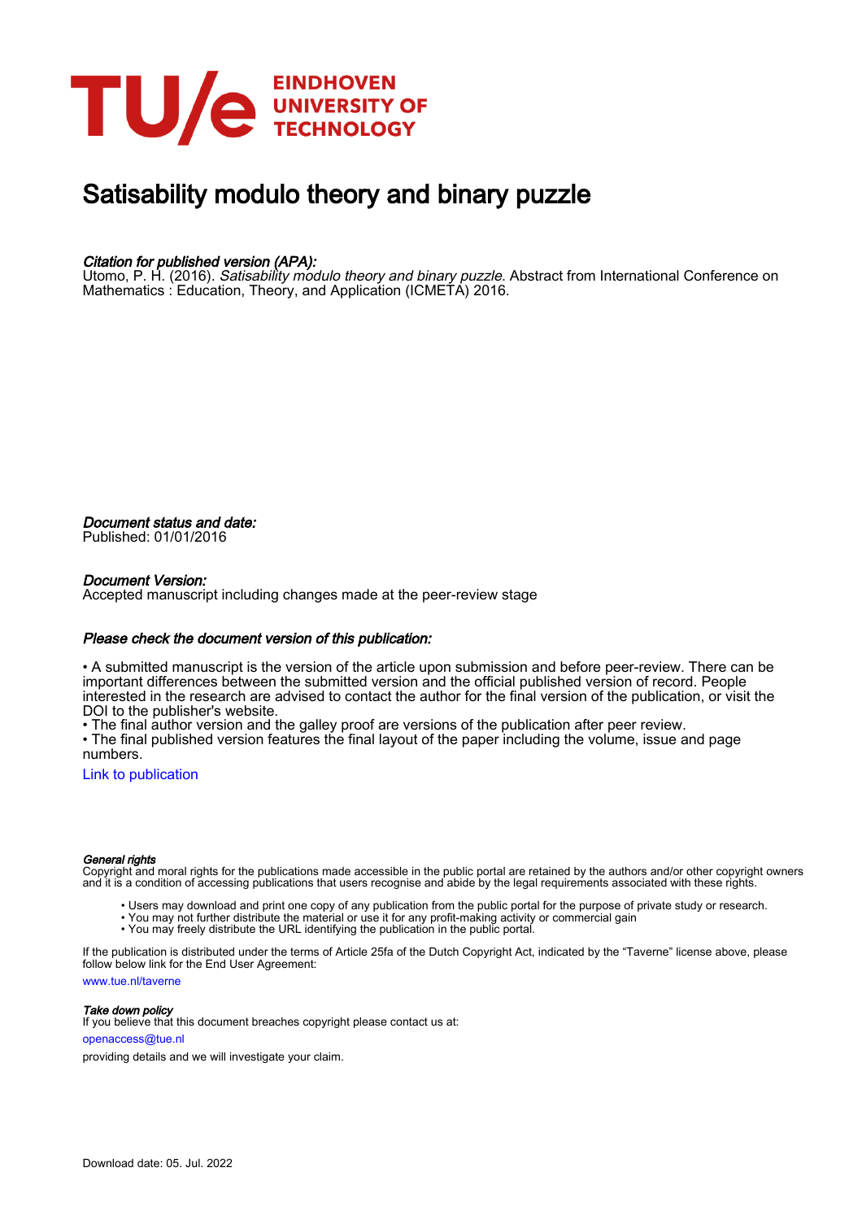# Satisability modulo theory and binary puzzle

*Citation for published version (APA):*

Utomo, P. H. (2016). *Satisability modulo theory and binary puzzle*. Abstract from International Conference on Mathematics : Education, Theory, and Application (ICMETA) 2016.

*Document status and date:*

Published: 01/01/2016

*Document Version:*

Accepted manuscript including changes made at the peer-review stage

*Please check the document version of this publication:*

• A submitted manuscript is the version of the article upon submission and before peer-review. There can be important differences between the submitted version and the official published version of record. People interested in the research are advised to contact the author for the final version of the publication, or visit the DOI to the publisher's website.
• The final author version and the galley proof are versions of the publication after peer review.
• The final published version features the final layout of the paper including the volume, issue and page numbers.

Link to publication

*General rights*

Copyright and moral rights for the publications made accessible in the public portal are retained by the authors and/or other copyright owners and it is a condition of accessing publications that users recognise and abide by the legal requirements associated with these rights.

• Users may download and print one copy of any publication from the public portal for the purpose of private study or research.
• You may not further distribute the material or use it for any profit-making activity or commercial gain
• You may freely distribute the URL identifying the publication in the public portal.

If the publication is distributed under the terms of Article 25fa of the Dutch Copyright Act, indicated by the "Taverne" license above, please follow below link for the End User Agreement:

www.tue.nl/taverne

*Take down policy*

If you believe that this document breaches copyright please contact us at:

openaccess@tue.nl

providing details and we will investigate your claim.

Download date: 05. Jul. 2022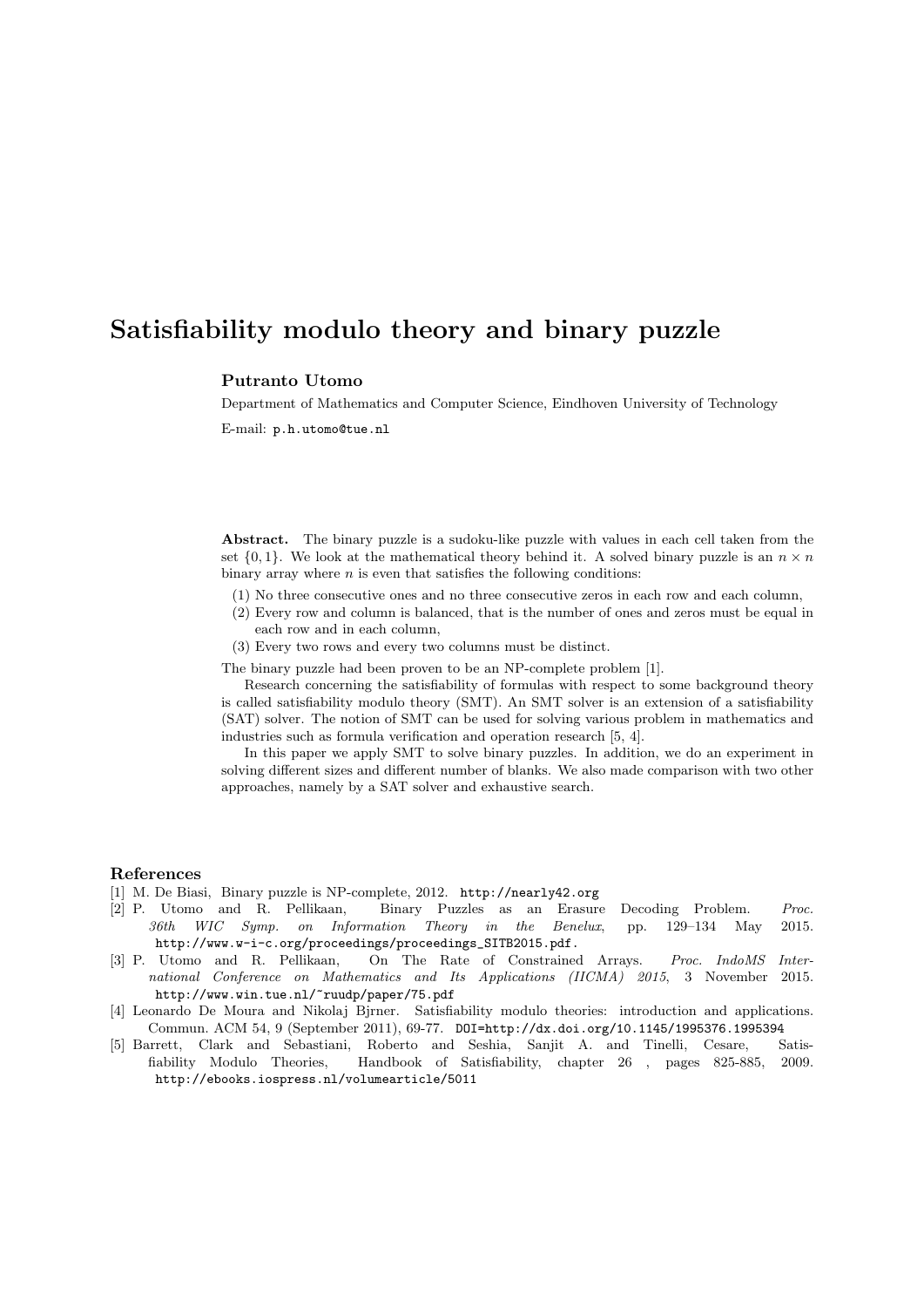# Satisfiability modulo theory and binary puzzle

**Putranto Utomo**

Department of Mathematics and Computer Science, Eindhoven University of Technology

E-mail: `p.h.utomo@tue.nl`

**Abstract.** The binary puzzle is a sudoku-like puzzle with values in each cell taken from the set $\{0, 1\}$. We look at the mathematical theory behind it. A solved binary puzzle is an $n \times n$ binary array where $n$ is even that satisfies the following conditions:

(1) No three consecutive ones and no three consecutive zeros in each row and each column,
(2) Every row and column is balanced, that is the number of ones and zeros must be equal in each row and in each column,
(3) Every two rows and every two columns must be distinct.

The binary puzzle had been proven to be an NP-complete problem [1].

Research concerning the satisfiability of formulas with respect to some background theory is called satisfiability modulo theory (SMT). An SMT solver is an extension of a satisfiability (SAT) solver. The notion of SMT can be used for solving various problem in mathematics and industries such as formula verification and operation research [5, 4].

In this paper we apply SMT to solve binary puzzles. In addition, we do an experiment in solving different sizes and different number of blanks. We also made comparison with two other approaches, namely by a SAT solver and exhaustive search.

## References

[1] M. De Biasi, Binary puzzle is NP-complete, 2012. `http://nearly42.org`

[2] P. Utomo and R. Pellikaan, Binary Puzzles as an Erasure Decoding Problem. *Proc. 36th WIC Symp. on Information Theory in the Benelux*, pp. 129–134 May 2015. `http://www.w-i-c.org/proceedings/proceedings_SITB2015.pdf.`

[3] P. Utomo and R. Pellikaan, On The Rate of Constrained Arrays. *Proc. IndoMS International Conference on Mathematics and Its Applications (IICMA) 2015*, 3 November 2015. `http://www.win.tue.nl/~ruudp/paper/75.pdf`

[4] Leonardo De Moura and Nikolaj Bjrner. Satisfiability modulo theories: introduction and applications. Commun. ACM 54, 9 (September 2011), 69-77. `DOI=http://dx.doi.org/10.1145/1995376.1995394`

[5] Barrett, Clark and Sebastiani, Roberto and Seshia, Sanjit A. and Tinelli, Cesare, Satisfiability Modulo Theories, Handbook of Satisfiability, chapter 26 , pages 825-885, 2009. `http://ebooks.iospress.nl/volumearticle/5011`